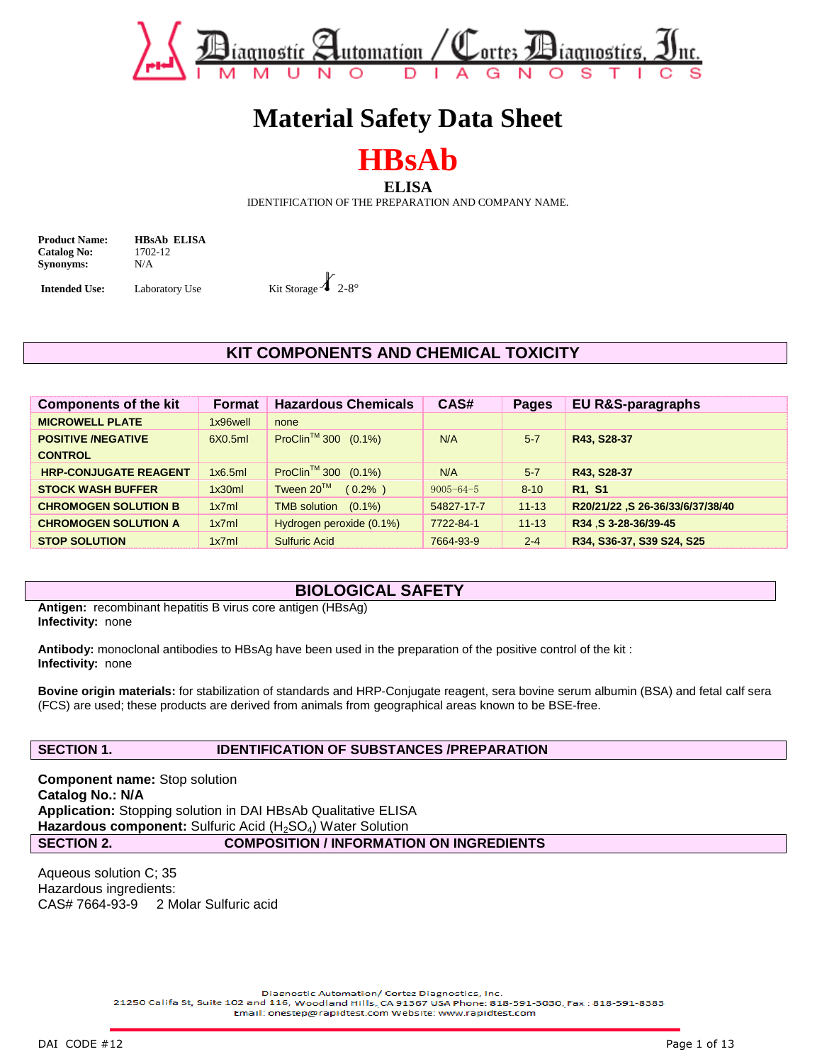# Diagnostic Automation / Cortez Diagnostics, Inc.

IMMUNO DIAGNOSTICS

# Material Safety Data Sheet

# HBsAb

**ELISA**

IDENTIFICATION OF THE PREPARATION AND COMPANY NAME.

**Product Name:** **HBsAb ELISA**
**Catalog No:** 1702-12
**Synonyms:** N/A

**Intended Use:** Laboratory Use    Kit Storage 2-8°

## KIT COMPONENTS AND CHEMICAL TOXICITY

| Components of the kit | Format | Hazardous Chemicals | CAS# | Pages | EU R&S-paragraphs |
|---|---|---|---|---|---|
| **MICROWELL PLATE** | 1x96well | none | | | |
| **POSITIVE /NEGATIVE CONTROL** | 6X0.5ml | ProClin™ 300 (0.1%) | N/A | 5-7 | **R43, S28-37** |
| **HRP-CONJUGATE REAGENT** | 1x6.5ml | ProClin™ 300 (0.1%) | N/A | 5-7 | **R43, S28-37** |
| **STOCK WASH BUFFER** | 1x30ml | Tween 20™ (0.2% ) | 9005-64-5 | 8-10 | **R1, S1** |
| **CHROMOGEN SOLUTION B** | 1x7ml | TMB solution (0.1%) | 54827-17-7 | 11-13 | **R20/21/22 ,S 26-36/33/6/37/38/40** |
| **CHROMOGEN SOLUTION A** | 1x7ml | Hydrogen peroxide (0.1%) | 7722-84-1 | 11-13 | **R34 ,S 3-28-36/39-45** |
| **STOP SOLUTION** | 1x7ml | Sulfuric Acid | 7664-93-9 | 2-4 | **R34, S36-37, S39 S24, S25** |

## BIOLOGICAL SAFETY

**Antigen:** recombinant hepatitis B virus core antigen (HBsAg)
**Infectivity:** none

**Antibody:** monoclonal antibodies to HBsAg have been used in the preparation of the positive control of the kit :
**Infectivity:** none

**Bovine origin materials:** for stabilization of standards and HRP-Conjugate reagent, sera bovine serum albumin (BSA) and fetal calf sera (FCS) are used; these products are derived from animals from geographical areas known to be BSE-free.

## SECTION 1. IDENTIFICATION OF SUBSTANCES /PREPARATION

**Component name:** Stop solution
**Catalog No.: N/A**
**Application:** Stopping solution in DAI HBsAb Qualitative ELISA
**Hazardous component:** Sulfuric Acid ($H_2SO_4$) Water Solution

## SECTION 2. COMPOSITION / INFORMATION ON INGREDIENTS

Aqueous solution C; 35
Hazardous ingredients:
CAS# 7664-93-9    2 Molar Sulfuric acid

Diagnostic Automation/ Cortez Diagnostics, Inc.
21250 Califa St, Suite 102 and 116, Woodland Hills, CA 91367 USA Phone: 818-591-3030, Fax : 818-591-8383
Email: onestep@rapidtest.com Website: www.rapidtest.com

DAI CODE #12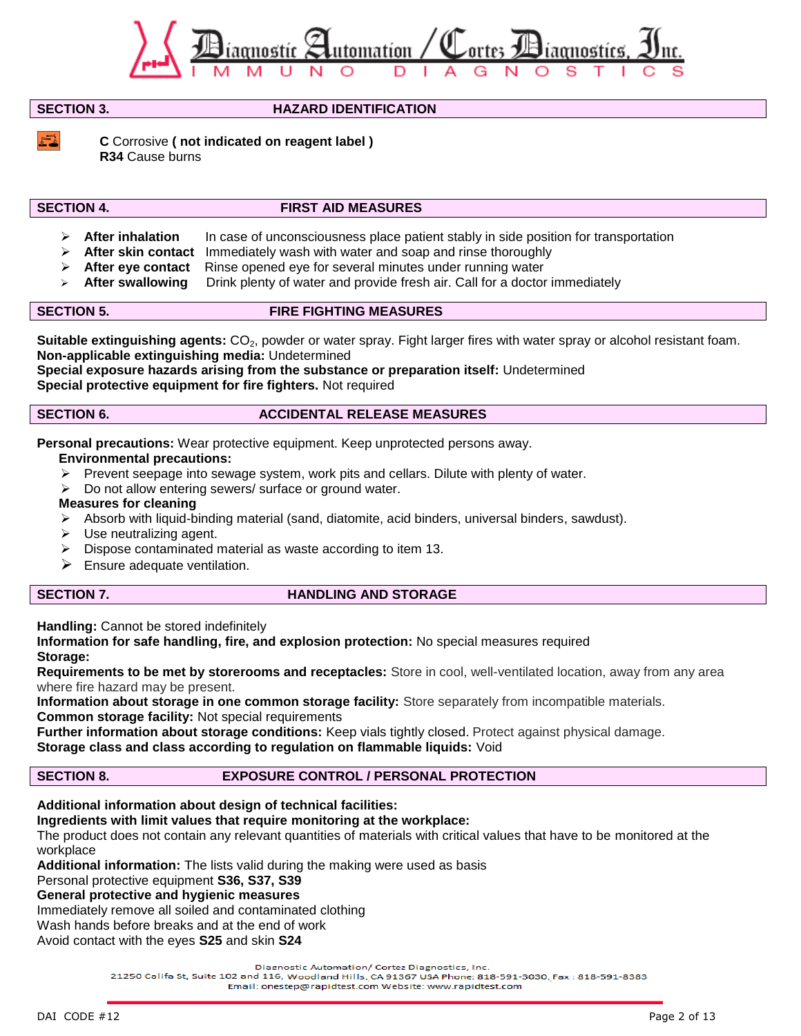## SECTION 3. HAZARD IDENTIFICATION

**C** Corrosive **( not indicated on reagent label )**
**R34** Cause burns

## SECTION 4. FIRST AID MEASURES

- **After inhalation** In case of unconsciousness place patient stably in side position for transportation
- **After skin contact** Immediately wash with water and soap and rinse thoroughly
- **After eye contact** Rinse opened eye for several minutes under running water
- **After swallowing** Drink plenty of water and provide fresh air. Call for a doctor immediately

## SECTION 5. FIRE FIGHTING MEASURES

**Suitable extinguishing agents:** $CO_2$, powder or water spray. Fight larger fires with water spray or alcohol resistant foam.
**Non-applicable extinguishing media:** Undetermined
**Special exposure hazards arising from the substance or preparation itself:** Undetermined
**Special protective equipment for fire fighters.** Not required

## SECTION 6. ACCIDENTAL RELEASE MEASURES

**Personal precautions:** Wear protective equipment. Keep unprotected persons away.

**Environmental precautions:**

- Prevent seepage into sewage system, work pits and cellars. Dilute with plenty of water.
- Do not allow entering sewers/ surface or ground water.

**Measures for cleaning**

- Absorb with liquid-binding material (sand, diatomite, acid binders, universal binders, sawdust).
- Use neutralizing agent.
- Dispose contaminated material as waste according to item 13.
- Ensure adequate ventilation.

## SECTION 7. HANDLING AND STORAGE

**Handling:** Cannot be stored indefinitely
**Information for safe handling, fire, and explosion protection:** No special measures required
**Storage:**
**Requirements to be met by storerooms and receptacles:** Store in cool, well-ventilated location, away from any area where fire hazard may be present.
**Information about storage in one common storage facility:** Store separately from incompatible materials.
**Common storage facility:** Not special requirements
**Further information about storage conditions:** Keep vials tightly closed. Protect against physical damage.
**Storage class and class according to regulation on flammable liquids:** Void

## SECTION 8. EXPOSURE CONTROL / PERSONAL PROTECTION

**Additional information about design of technical facilities:**
**Ingredients with limit values that require monitoring at the workplace:**
The product does not contain any relevant quantities of materials with critical values that have to be monitored at the workplace
**Additional information:** The lists valid during the making were used as basis
Personal protective equipment **S36, S37, S39**
**General protective and hygienic measures**
Immediately remove all soiled and contaminated clothing
Wash hands before breaks and at the end of work
Avoid contact with the eyes **S25** and skin **S24**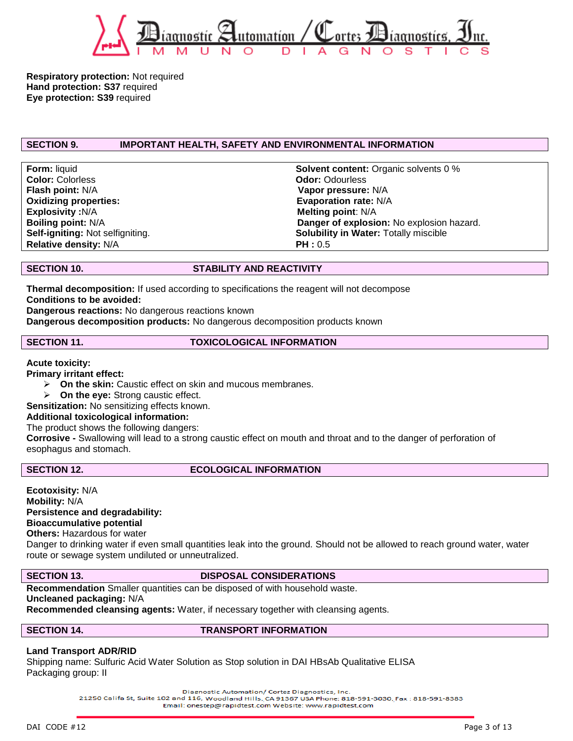**Respiratory protection:** Not required
**Hand protection: S37** required
**Eye protection: S39** required

## SECTION 9. IMPORTANT HEALTH, SAFETY AND ENVIRONMENTAL INFORMATION

**Form:** liquid
**Color:** Colorless
**Flash point:** N/A
**Oxidizing properties:**
**Explosivity :**N/A
**Boiling point:** N/A
**Self-igniting:** Not selfigniting.
**Relative density:** N/A
**Solvent content:** Organic solvents 0 %
**Odor:** Odourless
**Vapor pressure:** N/A
**Evaporation rate:** N/A
**Melting point**: N/A
**Danger of explosion:** No explosion hazard.
**Solubility in Water:** Totally miscible
**PH :** 0.5

## SECTION 10. STABILITY AND REACTIVITY

**Thermal decomposition:** If used according to specifications the reagent will not decompose
**Conditions to be avoided:**
**Dangerous reactions:** No dangerous reactions known
**Dangerous decomposition products:** No dangerous decomposition products known

## SECTION 11. TOXICOLOGICAL INFORMATION

**Acute toxicity:**
**Primary irritant effect:**

- **On the skin:** Caustic effect on skin and mucous membranes.
- **On the eye:** Strong caustic effect.

**Sensitization:** No sensitizing effects known.
**Additional toxicological information:**
The product shows the following dangers:
**Corrosive -** Swallowing will lead to a strong caustic effect on mouth and throat and to the danger of perforation of esophagus and stomach.

## SECTION 12. ECOLOGICAL INFORMATION

**Ecotoxicity:** N/A
**Mobility:** N/A
**Persistence and degradability:**
**Bioaccumulative potential**
**Others:** Hazardous for water
Danger to drinking water if even small quantities leak into the ground. Should not be allowed to reach ground water, water route or sewage system undiluted or unneutralized.

## SECTION 13. DISPOSAL CONSIDERATIONS

**Recommendation** Smaller quantities can be disposed of with household waste.
**Uncleaned packaging:** N/A
**Recommended cleansing agents:** Water, if necessary together with cleansing agents.

## SECTION 14. TRANSPORT INFORMATION

**Land Transport ADR/RID**
Shipping name: Sulfuric Acid Water Solution as Stop solution in DAI HBsAb Qualitative ELISA
Packaging group: II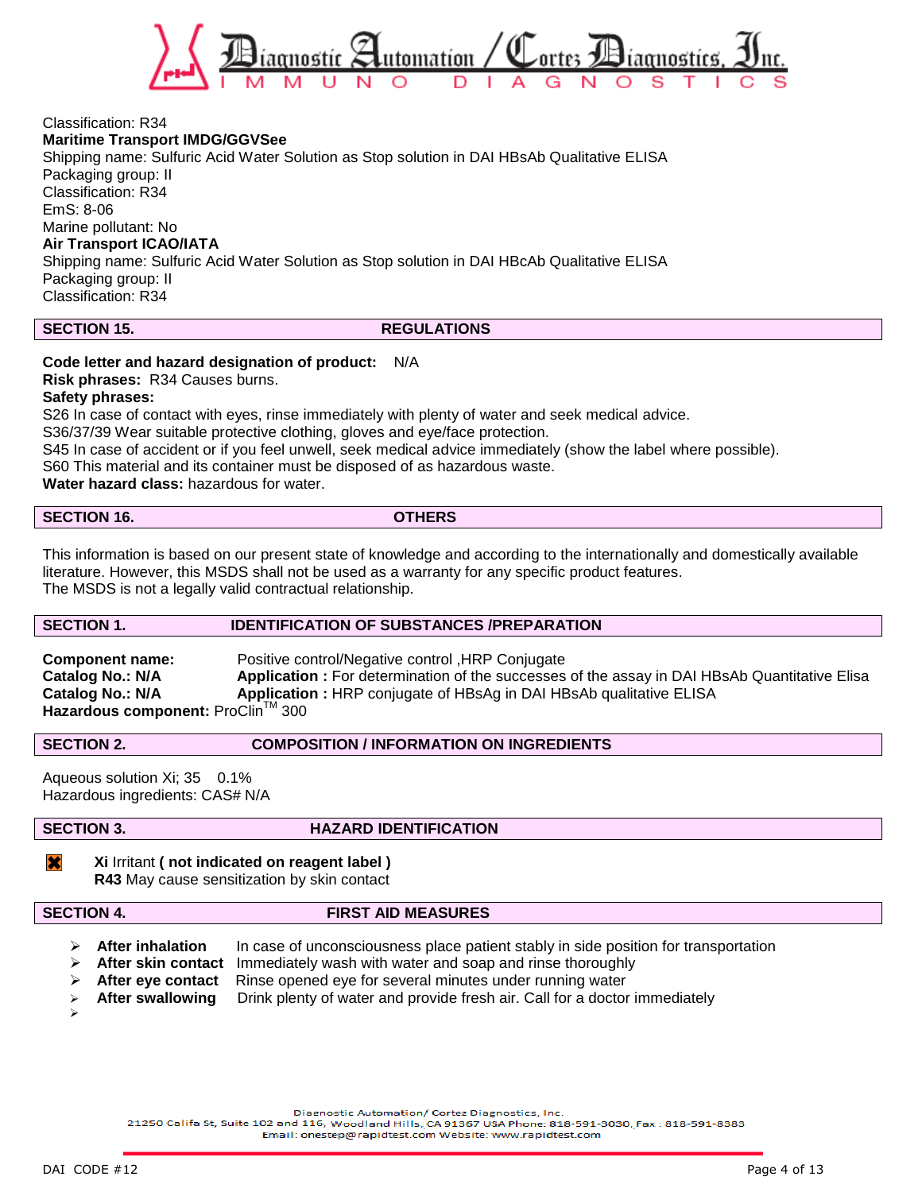Classification: R34

**Maritime Transport IMDG/GGVSee**

Shipping name: Sulfuric Acid Water Solution as Stop solution in DAI HBsAb Qualitative ELISA
Packaging group: II
Classification: R34
EmS: 8-06
Marine pollutant: No

**Air Transport ICAO/IATA**

Shipping name: Sulfuric Acid Water Solution as Stop solution in DAI HBcAb Qualitative ELISA
Packaging group: II
Classification: R34

## SECTION 15. REGULATIONS

**Code letter and hazard designation of product:** N/A
**Risk phrases:** R34 Causes burns.
**Safety phrases:**
S26 In case of contact with eyes, rinse immediately with plenty of water and seek medical advice.
S36/37/39 Wear suitable protective clothing, gloves and eye/face protection.
S45 In case of accident or if you feel unwell, seek medical advice immediately (show the label where possible).
S60 This material and its container must be disposed of as hazardous waste.
**Water hazard class:** hazardous for water.

## SECTION 16. OTHERS

This information is based on our present state of knowledge and according to the internationally and domestically available literature. However, this MSDS shall not be used as a warranty for any specific product features.
The MSDS is not a legally valid contractual relationship.

## SECTION 1. IDENTIFICATION OF SUBSTANCES /PREPARATION

**Component name:** Positive control/Negative control ,HRP Conjugate
**Catalog No.: N/A** **Application :** For determination of the successes of the assay in DAI HBsAb Quantitative Elisa
**Catalog No.: N/A** **Application :** HRP conjugate of HBsAg in DAI HBsAb qualitative ELISA
**Hazardous component:** ProClin™ 300

## SECTION 2. COMPOSITION / INFORMATION ON INGREDIENTS

Aqueous solution Xi; 35 0.1%
Hazardous ingredients: CAS# N/A

## SECTION 3. HAZARD IDENTIFICATION

**Xi** Irritant **( not indicated on reagent label )**
**R43** May cause sensitization by skin contact

## SECTION 4. FIRST AID MEASURES

- **After inhalation** In case of unconsciousness place patient stably in side position for transportation
- **After skin contact** Immediately wash with water and soap and rinse thoroughly
- **After eye contact** Rinse opened eye for several minutes under running water
- **After swallowing** Drink plenty of water and provide fresh air. Call for a doctor immediately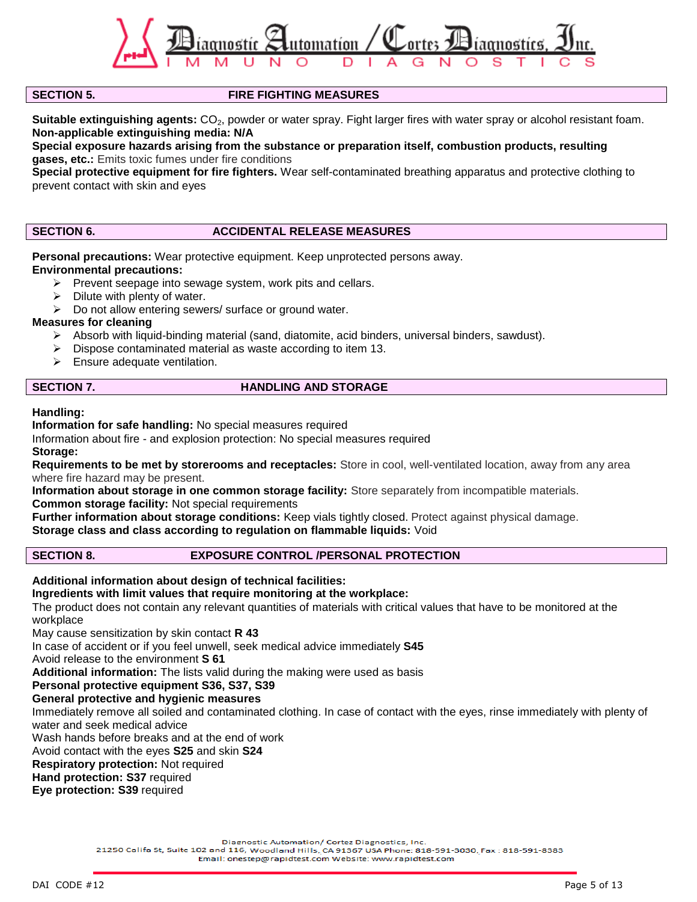## SECTION 5. FIRE FIGHTING MEASURES

**Suitable extinguishing agents:** $CO_2$, powder or water spray. Fight larger fires with water spray or alcohol resistant foam.
**Non-applicable extinguishing media: N/A**
**Special exposure hazards arising from the substance or preparation itself, combustion products, resulting gases, etc.:** Emits toxic fumes under fire conditions
**Special protective equipment for fire fighters.** Wear self-contaminated breathing apparatus and protective clothing to prevent contact with skin and eyes

## SECTION 6. ACCIDENTAL RELEASE MEASURES

**Personal precautions:** Wear protective equipment. Keep unprotected persons away.
**Environmental precautions:**

- Prevent seepage into sewage system, work pits and cellars.
- Dilute with plenty of water.
- Do not allow entering sewers/ surface or ground water.

**Measures for cleaning**

- Absorb with liquid-binding material (sand, diatomite, acid binders, universal binders, sawdust).
- Dispose contaminated material as waste according to item 13.
- Ensure adequate ventilation.

## SECTION 7. HANDLING AND STORAGE

**Handling:**
**Information for safe handling:** No special measures required
Information about fire - and explosion protection: No special measures required
**Storage:**
**Requirements to be met by storerooms and receptacles:** Store in cool, well-ventilated location, away from any area where fire hazard may be present.
**Information about storage in one common storage facility:** Store separately from incompatible materials.
**Common storage facility:** Not special requirements
**Further information about storage conditions:** Keep vials tightly closed. Protect against physical damage.
**Storage class and class according to regulation on flammable liquids:** Void

## SECTION 8. EXPOSURE CONTROL /PERSONAL PROTECTION

**Additional information about design of technical facilities:**
**Ingredients with limit values that require monitoring at the workplace:**
The product does not contain any relevant quantities of materials with critical values that have to be monitored at the workplace
May cause sensitization by skin contact **R 43**
In case of accident or if you feel unwell, seek medical advice immediately **S45**
Avoid release to the environment **S 61**
**Additional information:** The lists valid during the making were used as basis
**Personal protective equipment S36, S37, S39**
**General protective and hygienic measures**
Immediately remove all soiled and contaminated clothing. In case of contact with the eyes, rinse immediately with plenty of water and seek medical advice
Wash hands before breaks and at the end of work
Avoid contact with the eyes **S25** and skin **S24**
**Respiratory protection:** Not required
**Hand protection: S37** required
**Eye protection: S39** required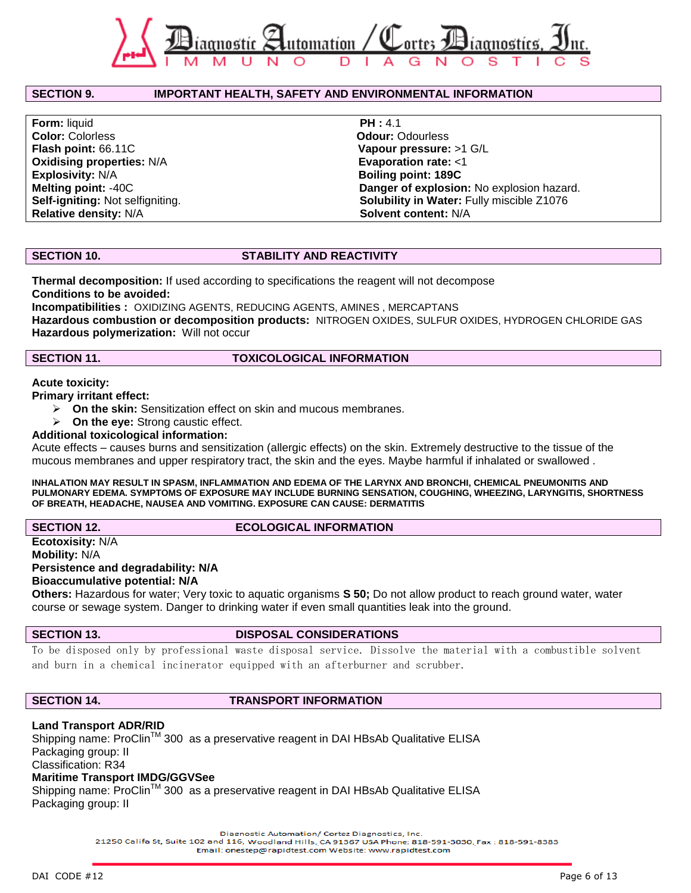## SECTION 9. IMPORTANT HEALTH, SAFETY AND ENVIRONMENTAL INFORMATION

**Form:** liquid
**Color:** Colorless
**Flash point:** 66.11C
**Oxidising properties:** N/A
**Explosivity:** N/A
**Melting point:** -40C
**Self-igniting:** Not selfigniting.
**Relative density:** N/A

**PH :** 4.1
**Odour:** Odourless
**Vapour pressure:** >1 G/L
**Evaporation rate:** <1
**Boiling point: 189C**
**Danger of explosion:** No explosion hazard.
**Solubility in Water:** Fully miscible Z1076
**Solvent content:** N/A

## SECTION 10. STABILITY AND REACTIVITY

**Thermal decomposition:** If used according to specifications the reagent will not decompose
**Conditions to be avoided:**
**Incompatibilities :** OXIDIZING AGENTS, REDUCING AGENTS, AMINES , MERCAPTANS
**Hazardous combustion or decomposition products:** NITROGEN OXIDES, SULFUR OXIDES, HYDROGEN CHLORIDE GAS
**Hazardous polymerization:** Will not occur

## SECTION 11. TOXICOLOGICAL INFORMATION

**Acute toxicity:**
**Primary irritant effect:**

- **On the skin:** Sensitization effect on skin and mucous membranes.
- **On the eye:** Strong caustic effect.

**Additional toxicological information:**
Acute effects – causes burns and sensitization (allergic effects) on the skin. Extremely destructive to the tissue of the mucous membranes and upper respiratory tract, the skin and the eyes. Maybe harmful if inhaled or swallowed .

**INHALATION MAY RESULT IN SPASM, INFLAMMATION AND EDEMA OF THE LARYNX AND BRONCHI, CHEMICAL PNEUMONITIS AND PULMONARY EDEMA. SYMPTOMS OF EXPOSURE MAY INCLUDE BURNING SENSATION, COUGHING, WHEEZING, LARYNGITIS, SHORTNESS OF BREATH, HEADACHE, NAUSEA AND VOMITING. EXPOSURE CAN CAUSE: DERMATITIS**

## SECTION 12. ECOLOGICAL INFORMATION

**Ecotoxicity:** N/A
**Mobility:** N/A
**Persistence and degradability: N/A**
**Bioaccumulative potential: N/A**
**Others:** Hazardous for water; Very toxic to aquatic organisms **S 50;** Do not allow product to reach ground water, water course or sewage system. Danger to drinking water if even small quantities leak into the ground.

## SECTION 13. DISPOSAL CONSIDERATIONS

To be disposed only by professional waste disposal service. Dissolve the material with a combustible solvent and burn in a chemical incinerator equipped with an afterburner and scrubber.

## SECTION 14. TRANSPORT INFORMATION

**Land Transport ADR/RID**
Shipping name: ProClin™ 300 as a preservative reagent in DAI HBsAb Qualitative ELISA
Packaging group: II
Classification: R34
**Maritime Transport IMDG/GGVSee**
Shipping name: ProClin™ 300 as a preservative reagent in DAI HBsAb Qualitative ELISA
Packaging group: II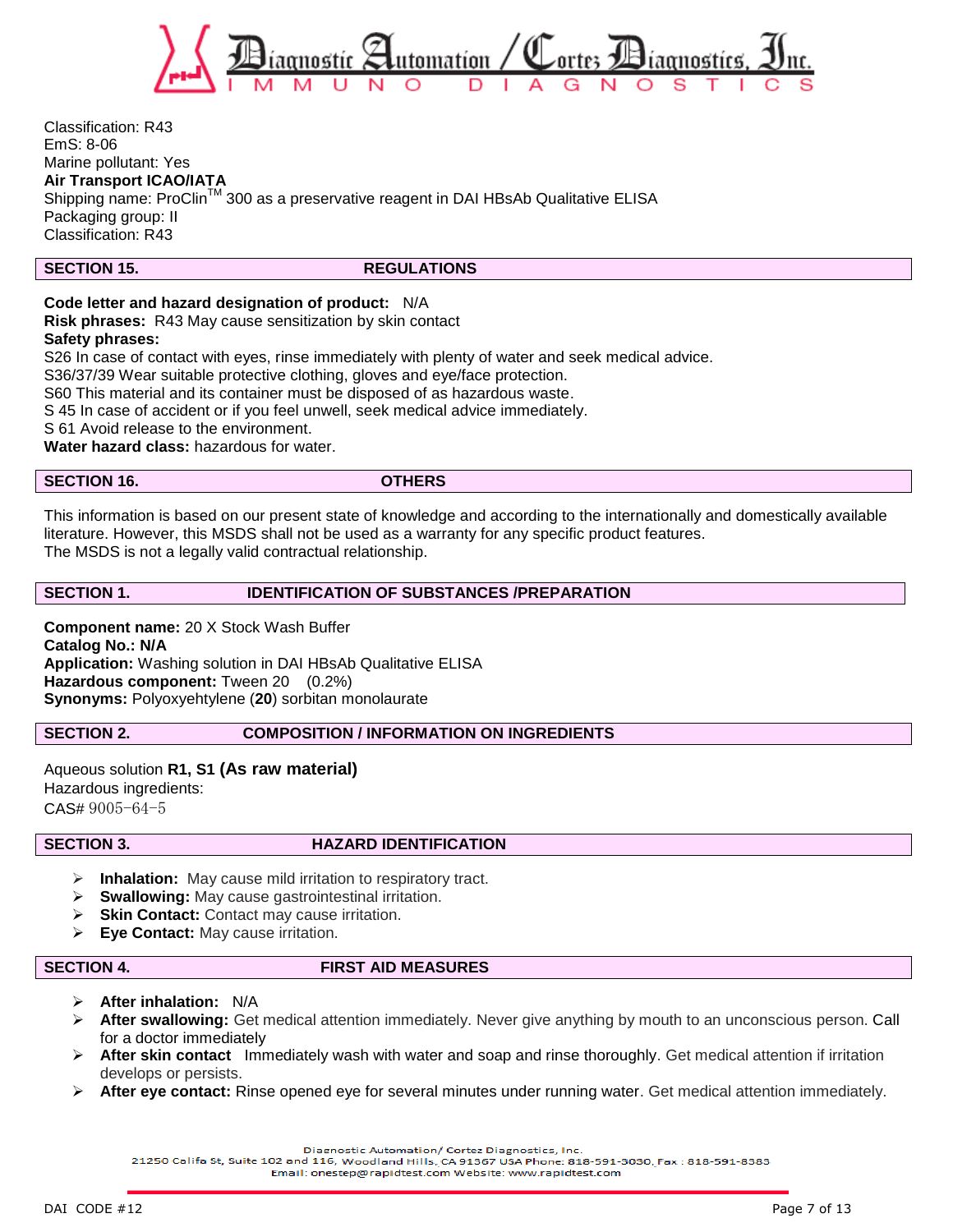Classification: R43
EmS: 8-06
Marine pollutant: Yes
**Air Transport ICAO/IATA**
Shipping name: ProClin™ 300 as a preservative reagent in DAI HBsAb Qualitative ELISA
Packaging group: II
Classification: R43

## SECTION 15. REGULATIONS

**Code letter and hazard designation of product:** N/A
**Risk phrases:** R43 May cause sensitization by skin contact
**Safety phrases:**
S26 In case of contact with eyes, rinse immediately with plenty of water and seek medical advice.
S36/37/39 Wear suitable protective clothing, gloves and eye/face protection.
S60 This material and its container must be disposed of as hazardous waste.
S 45 In case of accident or if you feel unwell, seek medical advice immediately.
S 61 Avoid release to the environment.
**Water hazard class:** hazardous for water.

## SECTION 16. OTHERS

This information is based on our present state of knowledge and according to the internationally and domestically available literature. However, this MSDS shall not be used as a warranty for any specific product features.
The MSDS is not a legally valid contractual relationship.

## SECTION 1. IDENTIFICATION OF SUBSTANCES /PREPARATION

**Component name:** 20 X Stock Wash Buffer
**Catalog No.: N/A**
**Application:** Washing solution in DAI HBsAb Qualitative ELISA
**Hazardous component:** Tween 20 (0.2%)
**Synonyms:** Polyoxyehtylene (**20**) sorbitan monolaurate

## SECTION 2. COMPOSITION / INFORMATION ON INGREDIENTS

Aqueous solution **R1, S1 (As raw material)**
Hazardous ingredients:
CAS# 9005-64-5

## SECTION 3. HAZARD IDENTIFICATION

- **Inhalation:** May cause mild irritation to respiratory tract.
- **Swallowing:** May cause gastrointestinal irritation.
- **Skin Contact:** Contact may cause irritation.
- **Eye Contact:** May cause irritation.

## SECTION 4. FIRST AID MEASURES

- **After inhalation:** N/A
- **After swallowing:** Get medical attention immediately. Never give anything by mouth to an unconscious person. Call for a doctor immediately
- **After skin contact** Immediately wash with water and soap and rinse thoroughly. Get medical attention if irritation develops or persists.
- **After eye contact:** Rinse opened eye for several minutes under running water. Get medical attention immediately.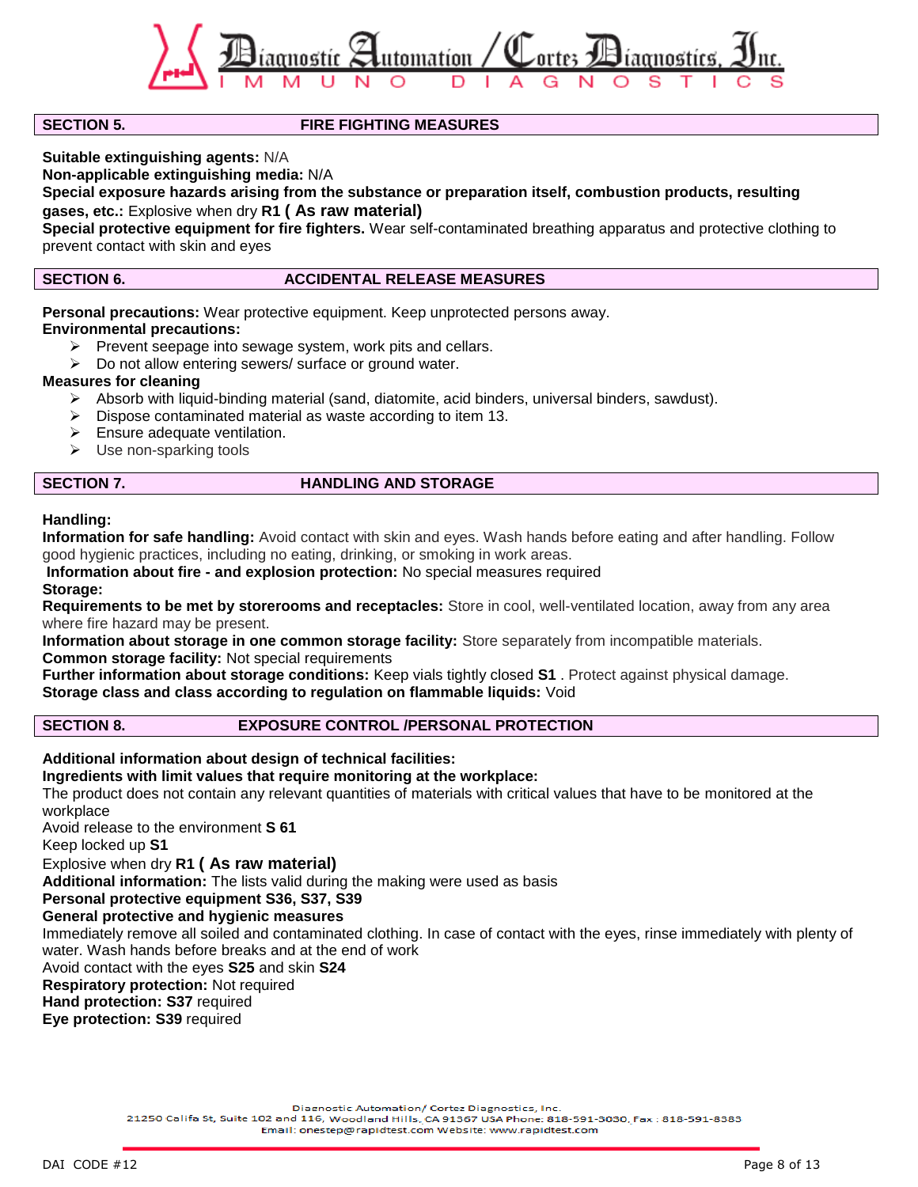## SECTION 5. FIRE FIGHTING MEASURES

**Suitable extinguishing agents:** N/A
**Non-applicable extinguishing media:** N/A
**Special exposure hazards arising from the substance or preparation itself, combustion products, resulting gases, etc.:** Explosive when dry **R1 ( As raw material)**
**Special protective equipment for fire fighters.** Wear self-contaminated breathing apparatus and protective clothing to prevent contact with skin and eyes

## SECTION 6. ACCIDENTAL RELEASE MEASURES

**Personal precautions:** Wear protective equipment. Keep unprotected persons away.
**Environmental precautions:**

- Prevent seepage into sewage system, work pits and cellars.
- Do not allow entering sewers/ surface or ground water.

**Measures for cleaning**

- Absorb with liquid-binding material (sand, diatomite, acid binders, universal binders, sawdust).
- Dispose contaminated material as waste according to item 13.
- Ensure adequate ventilation.
- Use non-sparking tools

## SECTION 7. HANDLING AND STORAGE

**Handling:**
**Information for safe handling:** Avoid contact with skin and eyes. Wash hands before eating and after handling. Follow good hygienic practices, including no eating, drinking, or smoking in work areas.
**Information about fire - and explosion protection:** No special measures required
**Storage:**
**Requirements to be met by storerooms and receptacles:** Store in cool, well-ventilated location, away from any area where fire hazard may be present.
**Information about storage in one common storage facility:** Store separately from incompatible materials.
**Common storage facility:** Not special requirements
**Further information about storage conditions:** Keep vials tightly closed **S1** . Protect against physical damage.
**Storage class and class according to regulation on flammable liquids:** Void

## SECTION 8. EXPOSURE CONTROL /PERSONAL PROTECTION

**Additional information about design of technical facilities:**
**Ingredients with limit values that require monitoring at the workplace:**
The product does not contain any relevant quantities of materials with critical values that have to be monitored at the workplace
Avoid release to the environment **S 61**
Keep locked up **S1**
Explosive when dry **R1 ( As raw material)**
**Additional information:** The lists valid during the making were used as basis
**Personal protective equipment S36, S37, S39**
**General protective and hygienic measures**
Immediately remove all soiled and contaminated clothing. In case of contact with the eyes, rinse immediately with plenty of water. Wash hands before breaks and at the end of work
Avoid contact with the eyes **S25** and skin **S24**
**Respiratory protection:** Not required
**Hand protection: S37** required
**Eye protection: S39** required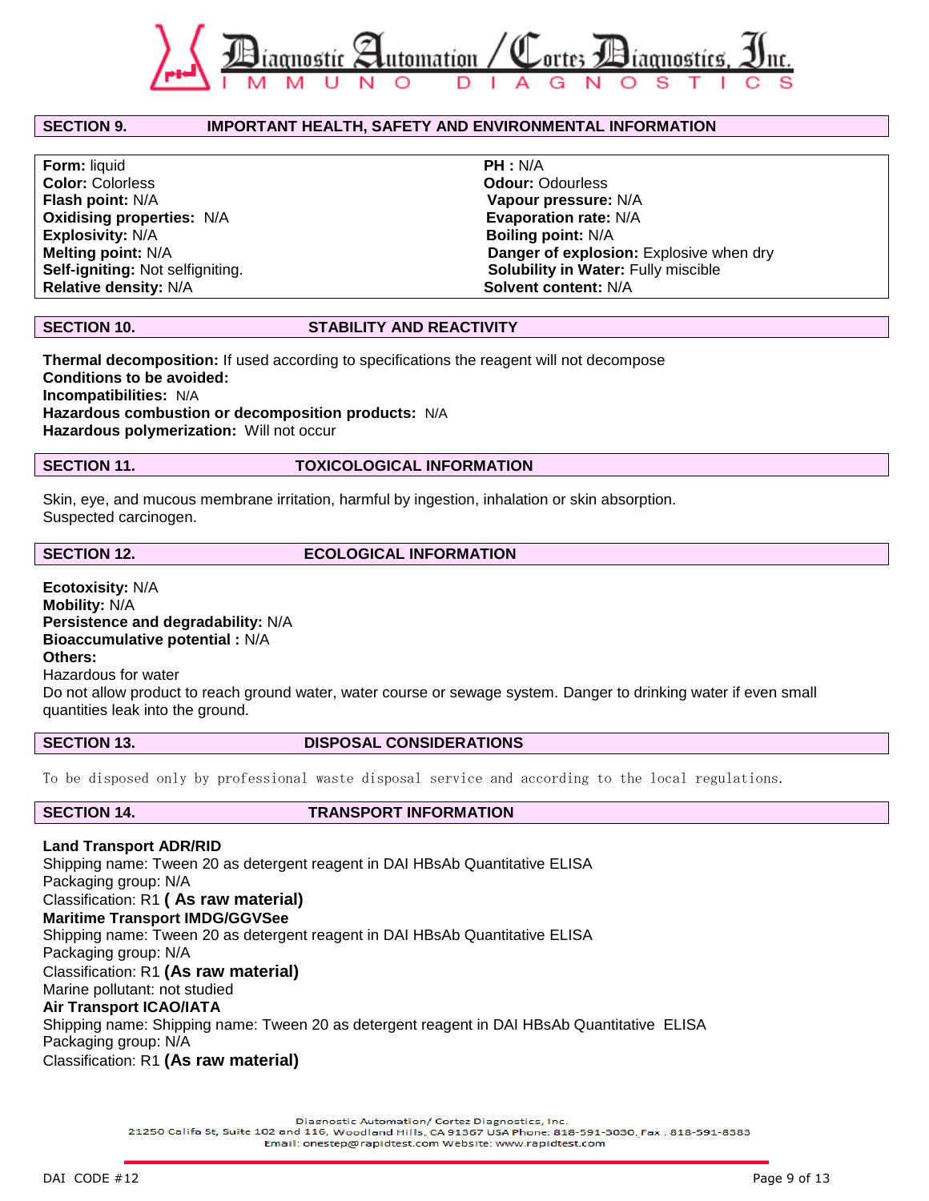## SECTION 9. IMPORTANT HEALTH, SAFETY AND ENVIRONMENTAL INFORMATION

| | |
|---|---|
| **Form:** liquid | **PH :** N/A |
| **Color:** Colorless | **Odour:** Odourless |
| **Flash point:** N/A | **Vapour pressure:** N/A |
| **Oxidising properties:** N/A | **Evaporation rate:** N/A |
| **Explosivity:** N/A | **Boiling point:** N/A |
| **Melting point:** N/A | **Danger of explosion:** Explosive when dry |
| **Self-igniting:** Not selfigniting. | **Solubility in Water:** Fully miscible |
| **Relative density:** N/A | **Solvent content:** N/A |

## SECTION 10. STABILITY AND REACTIVITY

**Thermal decomposition:** If used according to specifications the reagent will not decompose
**Conditions to be avoided:**
**Incompatibilities:** N/A
**Hazardous combustion or decomposition products:** N/A
**Hazardous polymerization:** Will not occur

## SECTION 11. TOXICOLOGICAL INFORMATION

Skin, eye, and mucous membrane irritation, harmful by ingestion, inhalation or skin absorption.
Suspected carcinogen.

## SECTION 12. ECOLOGICAL INFORMATION

**Ecotoxicity:** N/A
**Mobility:** N/A
**Persistence and degradability:** N/A
**Bioaccumulative potential :** N/A
**Others:**
Hazardous for water
Do not allow product to reach ground water, water course or sewage system. Danger to drinking water if even small quantities leak into the ground.

## SECTION 13. DISPOSAL CONSIDERATIONS

To be disposed only by professional waste disposal service and according to the local regulations.

## SECTION 14. TRANSPORT INFORMATION

**Land Transport ADR/RID**
Shipping name: Tween 20 as detergent reagent in DAI HBsAb Quantitative ELISA
Packaging group: N/A
Classification: R1 **( As raw material)**
**Maritime Transport IMDG/GGVSee**
Shipping name: Tween 20 as detergent reagent in DAI HBsAb Quantitative ELISA
Packaging group: N/A
Classification: R1 **(As raw material)**
Marine pollutant: not studied
**Air Transport ICAO/IATA**
Shipping name: Shipping name: Tween 20 as detergent reagent in DAI HBsAb Quantitative ELISA
Packaging group: N/A
Classification: R1 **(As raw material)**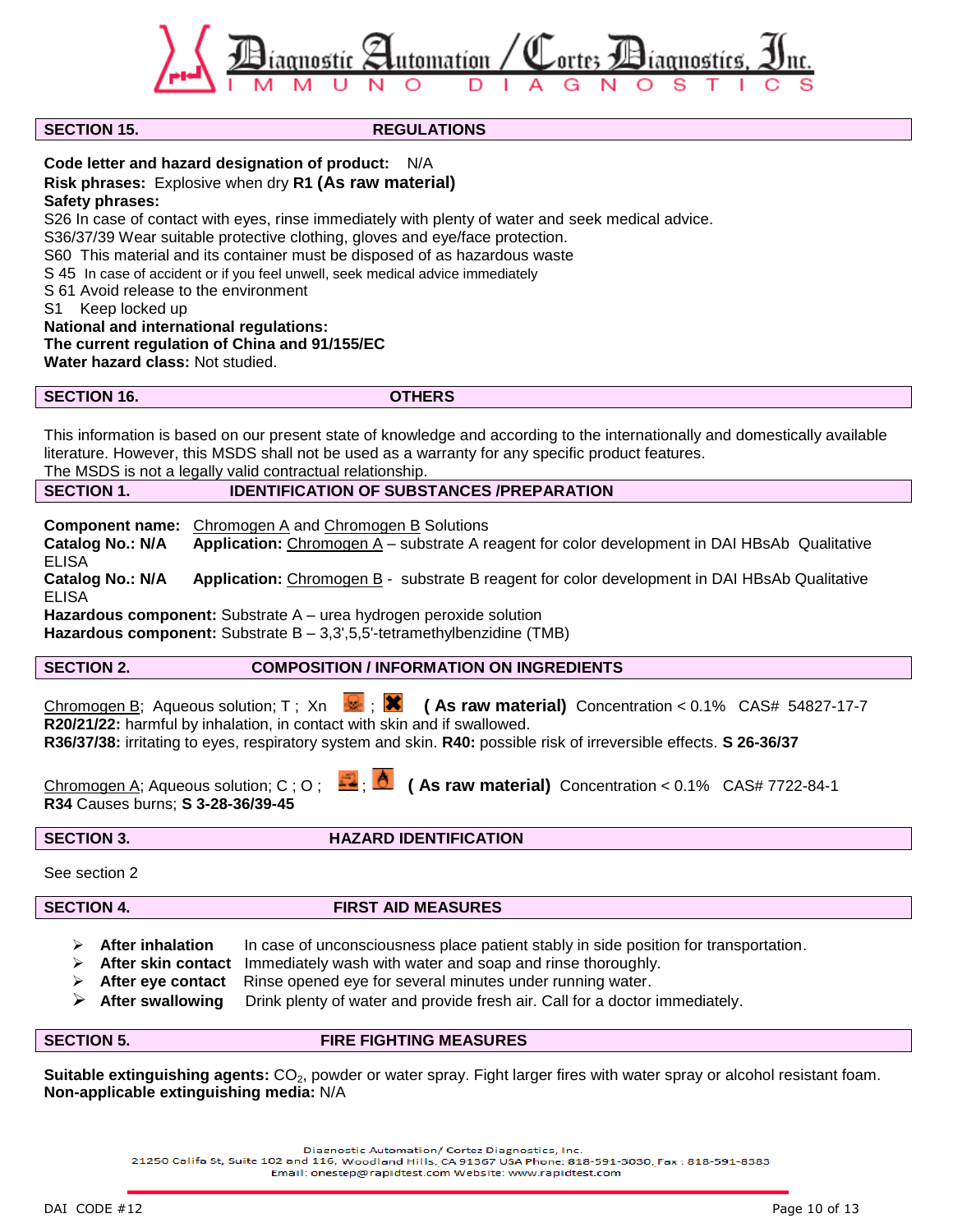## SECTION 15. REGULATIONS

**Code letter and hazard designation of product:** N/A
**Risk phrases:** Explosive when dry **R1 (As raw material)**
**Safety phrases:**
S26 In case of contact with eyes, rinse immediately with plenty of water and seek medical advice.
S36/37/39 Wear suitable protective clothing, gloves and eye/face protection.
S60 This material and its container must be disposed of as hazardous waste
S 45 In case of accident or if you feel unwell, seek medical advice immediately
S 61 Avoid release to the environment
S1 Keep locked up
**National and international regulations:**
**The current regulation of China and 91/155/EC**
**Water hazard class:** Not studied.

## SECTION 16. OTHERS

This information is based on our present state of knowledge and according to the internationally and domestically available literature. However, this MSDS shall not be used as a warranty for any specific product features.
The MSDS is not a legally valid contractual relationship.

## SECTION 1. IDENTIFICATION OF SUBSTANCES /PREPARATION

**Component name:** Chromogen A and Chromogen B Solutions
**Catalog No.: N/A** **Application:** Chromogen A – substrate A reagent for color development in DAI HBsAb Qualitative ELISA
**Catalog No.: N/A** **Application:** Chromogen B - substrate B reagent for color development in DAI HBsAb Qualitative ELISA
**Hazardous component:** Substrate A – urea hydrogen peroxide solution
**Hazardous component:** Substrate B – 3,3',5,5'-tetramethylbenzidine (TMB)

## SECTION 2. COMPOSITION / INFORMATION ON INGREDIENTS

Chromogen B; Aqueous solution; T ; Xn ; **( As raw material)** Concentration < 0.1% CAS# 54827-17-7
**R20/21/22:** harmful by inhalation, in contact with skin and if swallowed.
**R36/37/38:** irritating to eyes, respiratory system and skin. **R40:** possible risk of irreversible effects. **S 26-36/37**

Chromogen A; Aqueous solution; C ; O ; ; **( As raw material)** Concentration < 0.1% CAS# 7722-84-1
**R34** Causes burns; **S 3-28-36/39-45**

## SECTION 3. HAZARD IDENTIFICATION

See section 2

## SECTION 4. FIRST AID MEASURES

- **After inhalation** In case of unconsciousness place patient stably in side position for transportation.
- **After skin contact** Immediately wash with water and soap and rinse thoroughly.
- **After eye contact** Rinse opened eye for several minutes under running water.
- **After swallowing** Drink plenty of water and provide fresh air. Call for a doctor immediately.

## SECTION 5. FIRE FIGHTING MEASURES

**Suitable extinguishing agents:** $CO_2$, powder or water spray. Fight larger fires with water spray or alcohol resistant foam.
**Non-applicable extinguishing media:** N/A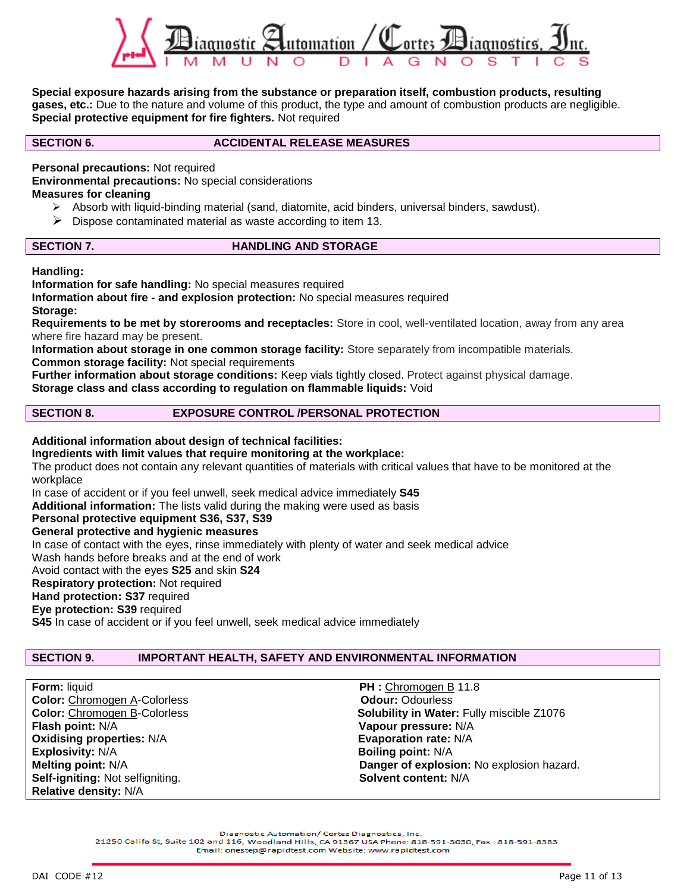**Special exposure hazards arising from the substance or preparation itself, combustion products, resulting gases, etc.:** Due to the nature and volume of this product, the type and amount of combustion products are negligible.
**Special protective equipment for fire fighters.** Not required

## SECTION 6. ACCIDENTAL RELEASE MEASURES

**Personal precautions:** Not required
**Environmental precautions:** No special considerations
**Measures for cleaning**

- Absorb with liquid-binding material (sand, diatomite, acid binders, universal binders, sawdust).
- Dispose contaminated material as waste according to item 13.

## SECTION 7. HANDLING AND STORAGE

**Handling:**
**Information for safe handling:** No special measures required
**Information about fire - and explosion protection:** No special measures required
**Storage:**
**Requirements to be met by storerooms and receptacles:** Store in cool, well-ventilated location, away from any area where fire hazard may be present.
**Information about storage in one common storage facility:** Store separately from incompatible materials.
**Common storage facility:** Not special requirements
**Further information about storage conditions:** Keep vials tightly closed. Protect against physical damage.
**Storage class and class according to regulation on flammable liquids:** Void

## SECTION 8. EXPOSURE CONTROL /PERSONAL PROTECTION

**Additional information about design of technical facilities:**
**Ingredients with limit values that require monitoring at the workplace:**
The product does not contain any relevant quantities of materials with critical values that have to be monitored at the workplace
In case of accident or if you feel unwell, seek medical advice immediately **S45**
**Additional information:** The lists valid during the making were used as basis
**Personal protective equipment S36, S37, S39**
**General protective and hygienic measures**
In case of contact with the eyes, rinse immediately with plenty of water and seek medical advice
Wash hands before breaks and at the end of work
Avoid contact with the eyes **S25** and skin **S24**
**Respiratory protection:** Not required
**Hand protection: S37** required
**Eye protection: S39** required
**S45** In case of accident or if you feel unwell, seek medical advice immediately

## SECTION 9. IMPORTANT HEALTH, SAFETY AND ENVIRONMENTAL INFORMATION

**Form:** liquid
**Color:** Chromogen A-Colorless
**Color:** Chromogen B-Colorless
**Flash point:** N/A
**Oxidising properties:** N/A
**Explosivity:** N/A
**Melting point:** N/A
**Self-igniting:** Not selfigniting.
**Relative density:** N/A
**PH :** Chromogen B 11.8
**Odour:** Odourless
**Solubility in Water:** Fully miscible Z1076
**Vapour pressure:** N/A
**Evaporation rate:** N/A
**Boiling point:** N/A
**Danger of explosion:** No explosion hazard.
**Solvent content:** N/A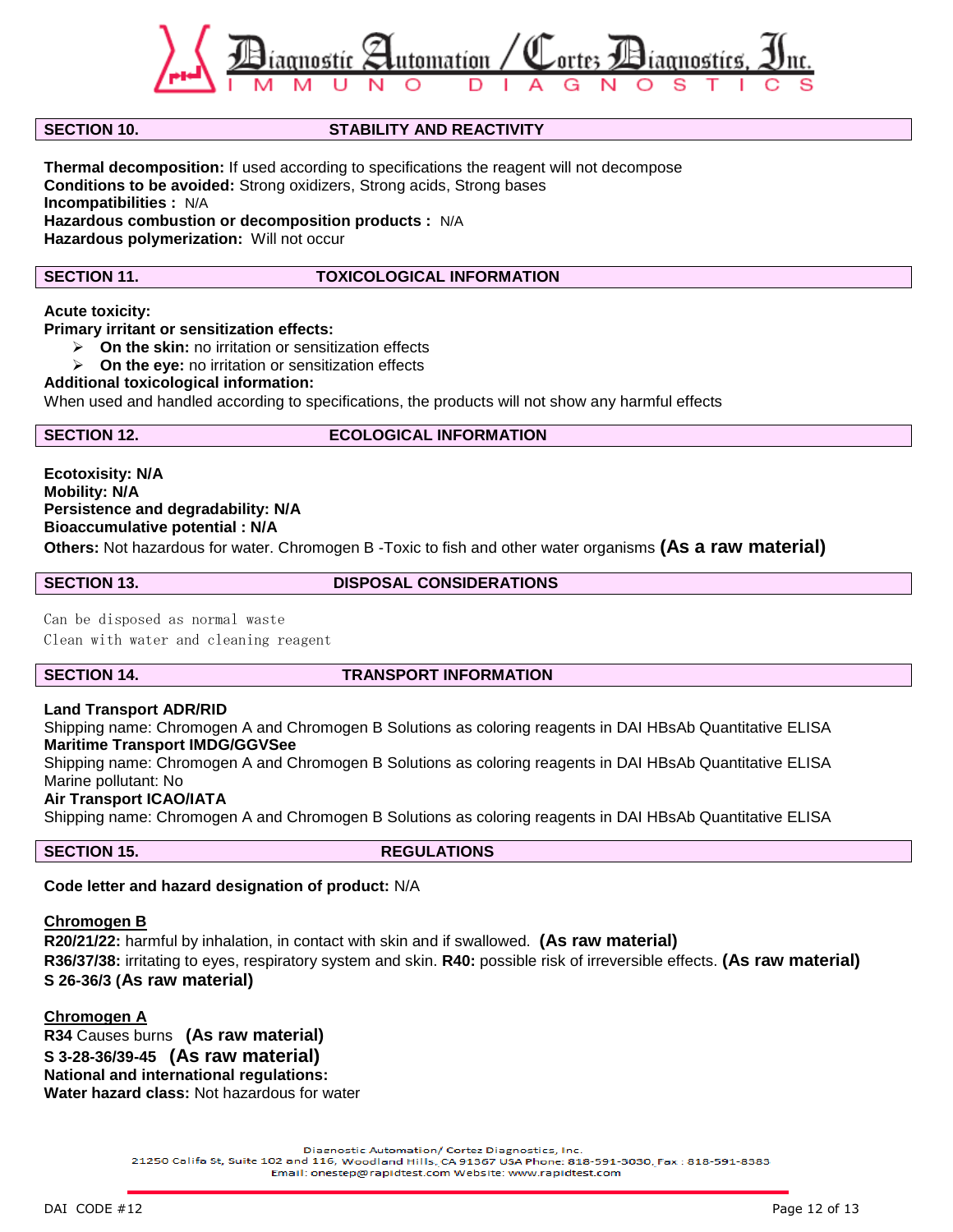## SECTION 10. STABILITY AND REACTIVITY

**Thermal decomposition:** If used according to specifications the reagent will not decompose
**Conditions to be avoided:** Strong oxidizers, Strong acids, Strong bases
**Incompatibilities :** N/A
**Hazardous combustion or decomposition products :** N/A
**Hazardous polymerization:** Will not occur

## SECTION 11. TOXICOLOGICAL INFORMATION

**Acute toxicity:**
**Primary irritant or sensitization effects:**

- **On the skin:** no irritation or sensitization effects
- **On the eye:** no irritation or sensitization effects

**Additional toxicological information:**
When used and handled according to specifications, the products will not show any harmful effects

## SECTION 12. ECOLOGICAL INFORMATION

**Ecotoxisity: N/A**
**Mobility: N/A**
**Persistence and degradability: N/A**
**Bioaccumulative potential : N/A**
**Others:** Not hazardous for water. Chromogen B -Toxic to fish and other water organisms **(As a raw material)**

## SECTION 13. DISPOSAL CONSIDERATIONS

Can be disposed as normal waste
Clean with water and cleaning reagent

## SECTION 14. TRANSPORT INFORMATION

**Land Transport ADR/RID**
Shipping name: Chromogen A and Chromogen B Solutions as coloring reagents in DAI HBsAb Quantitative ELISA
**Maritime Transport IMDG/GGVSee**
Shipping name: Chromogen A and Chromogen B Solutions as coloring reagents in DAI HBsAb Quantitative ELISA
Marine pollutant: No
**Air Transport ICAO/IATA**
Shipping name: Chromogen A and Chromogen B Solutions as coloring reagents in DAI HBsAb Quantitative ELISA

## SECTION 15. REGULATIONS

**Code letter and hazard designation of product:** N/A

**Chromogen B**
**R20/21/22:** harmful by inhalation, in contact with skin and if swallowed. **(As raw material)**
**R36/37/38:** irritating to eyes, respiratory system and skin. **R40:** possible risk of irreversible effects. **(As raw material)**
**S 26-36/3 (As raw material)**

**Chromogen A**
**R34** Causes burns **(As raw material)**
**S 3-28-36/39-45 (As raw material)**
**National and international regulations:**
**Water hazard class:** Not hazardous for water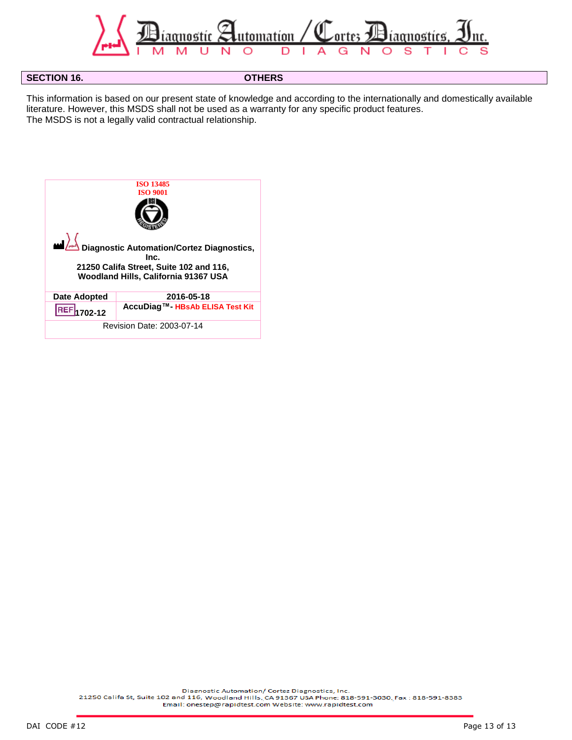## SECTION 16. OTHERS

This information is based on our present state of knowledge and according to the internationally and domestically available literature. However, this MSDS shall not be used as a warranty for any specific product features.
The MSDS is not a legally valid contractual relationship.

| | |
|---|---|
| ISO 13485<br>ISO 9001<br>**Diagnostic Automation/Cortez Diagnostics, Inc.**<br>**21250 Califa Street, Suite 102 and 116,**<br>**Woodland Hills, California 91367 USA** | |
| **Date Adopted** | **2016-05-18** |
| REF **1702-12** | **AccuDiag™- HBsAb ELISA Test Kit** |
| Revision Date: 2003-07-14 | |

Diagnostic Automation/ Cortez Diagnostics, Inc.
21250 Califa St, Suite 102 and 116, Woodland Hills, CA 91367 USA Phone: 818-591-3030, Fax : 818-591-8383
Email: onestep@rapidtest.com Website: www.rapidtest.com

DAI CODE #12